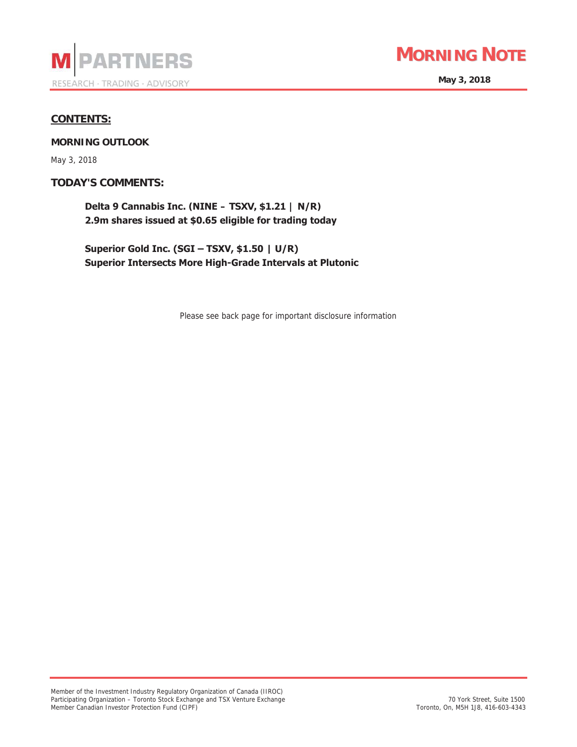**M | PARTNERS**

RESEARCH · TRADING · ADVISORY

# MORNING NOTE

**May 3, 2018**

## CONTENTS:

**MORNING OUTLOOK**

May 3, 2018

## TODAY'S COMMENTS:

**Delta 9 Cannabis Inc. (NINE – TSXV, $1.21 | N/R)**
**2.9m shares issued at $0.65 eligible for trading today**

**Superior Gold Inc. (SGI – TSXV, $1.50 | U/R)**
**Superior Intersects More High-Grade Intervals at Plutonic**

Please see back page for important disclosure information

Member of the Investment Industry Regulatory Organization of Canada (IIROC)
Participating Organization – Toronto Stock Exchange and TSX Venture Exchange
Member Canadian Investor Protection Fund (CIPF)

70 York Street, Suite 1500
Toronto, On, M5H 1J8, 416-603-4343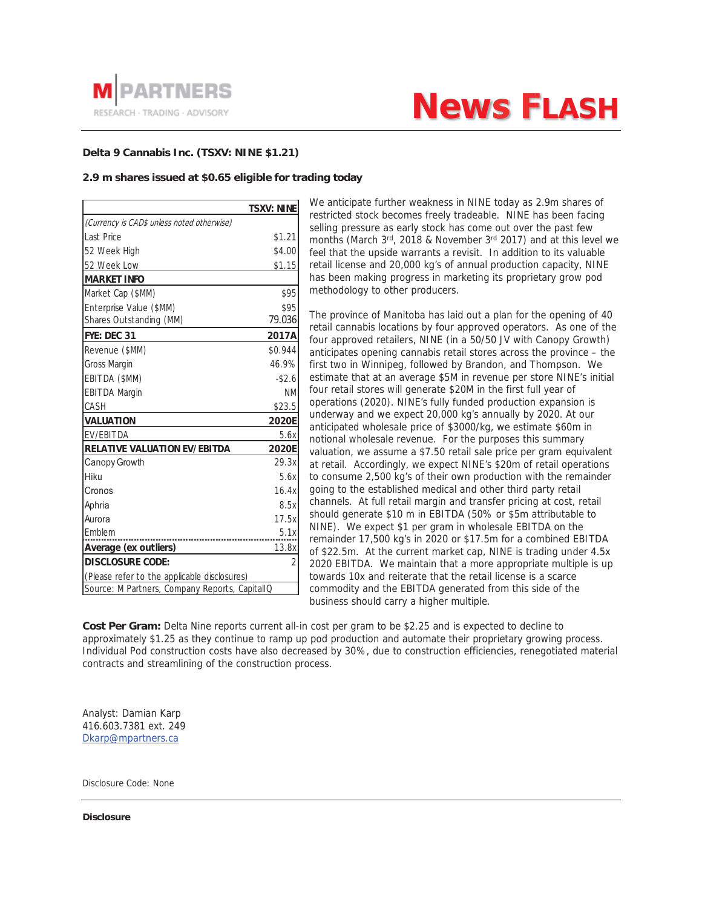**M PARTNERS** RESEARCH · TRADING · ADVISORY

# News Flash

**Delta 9 Cannabis Inc. (TSXV: NINE $1.21)**

**2.9 m shares issued at $0.65 eligible for trading today**

| | TSXV: NINE |
|---|---|
| *(Currency is CAD$ unless noted otherwise)* | |
| Last Price | $1.21 |
| 52 Week High | $4.00 |
| 52 Week Low | $1.15 |
| **MARKET INFO** | |
| Market Cap ($MM) | $95 |
| Enterprise Value ($MM) | $95 |
| Shares Outstanding (MM) | 79.036 |
| **FYE: DEC 31** | **2017A** |
| Revenue ($MM) | $0.944 |
| Gross Margin | 46.9% |
| EBITDA ($MM) | -$2.6 |
| EBITDA Margin | NM |
| CASH | $23.5 |
| **VALUATION** | **2020E** |
| EV/EBITDA | 5.6x |
| **RELATIVE VALUATION EV/EBITDA** | **2020E** |
| Canopy Growth | 29.3x |
| Hiku | 5.6x |
| Cronos | 16.4x |
| Aphria | 8.5x |
| Aurora | 17.5x |
| Emblem | 5.1x |
| **Average (ex outliers)** | 13.8x |
| **DISCLOSURE CODE:** | 2 |
| (Please refer to the applicable disclosures) | |
| Source: M Partners, Company Reports, CapitalIQ | |

We anticipate further weakness in NINE today as 2.9m shares of restricted stock becomes freely tradeable. NINE has been facing selling pressure as early stock has come out over the past few months (March 3rd, 2018 & November 3rd 2017) and at this level we feel that the upside warrants a revisit. In addition to its valuable retail license and 20,000 kg's of annual production capacity, NINE has been making progress in marketing its proprietary grow pod methodology to other producers.

The province of Manitoba has laid out a plan for the opening of 40 retail cannabis locations by four approved operators. As one of the four approved retailers, NINE (in a 50/50 JV with Canopy Growth) anticipates opening cannabis retail stores across the province – the first two in Winnipeg, followed by Brandon, and Thompson. We estimate that at an average $5M in revenue per store NINE's initial four retail stores will generate $20M in the first full year of operations (2020). NINE's fully funded production expansion is underway and we expect 20,000 kg's annually by 2020. At our anticipated wholesale price of $3000/kg, we estimate $60m in notional wholesale revenue. For the purposes this summary valuation, we assume a $7.50 retail sale price per gram equivalent at retail. Accordingly, we expect NINE's $20m of retail operations to consume 2,500 kg's of their own production with the remainder going to the established medical and other third party retail channels. At full retail margin and transfer pricing at cost, retail should generate $10 m in EBITDA (50% or $5m attributable to NINE). We expect $1 per gram in wholesale EBITDA on the remainder 17,500 kg's in 2020 or $17.5m for a combined EBITDA of $22.5m. At the current market cap, NINE is trading under 4.5x 2020 EBITDA. We maintain that a more appropriate multiple is up towards 10x and reiterate that the retail license is a scarce commodity and the EBITDA generated from this side of the business should carry a higher multiple.

**Cost Per Gram:** Delta Nine reports current all-in cost per gram to be $2.25 and is expected to decline to approximately $1.25 as they continue to ramp up pod production and automate their proprietary growing process. Individual Pod construction costs have also decreased by 30%, due to construction efficiencies, renegotiated material contracts and streamlining of the construction process.

Analyst: Damian Karp
416.603.7381 ext. 249
Dkarp@mpartners.ca

Disclosure Code: None

**Disclosure**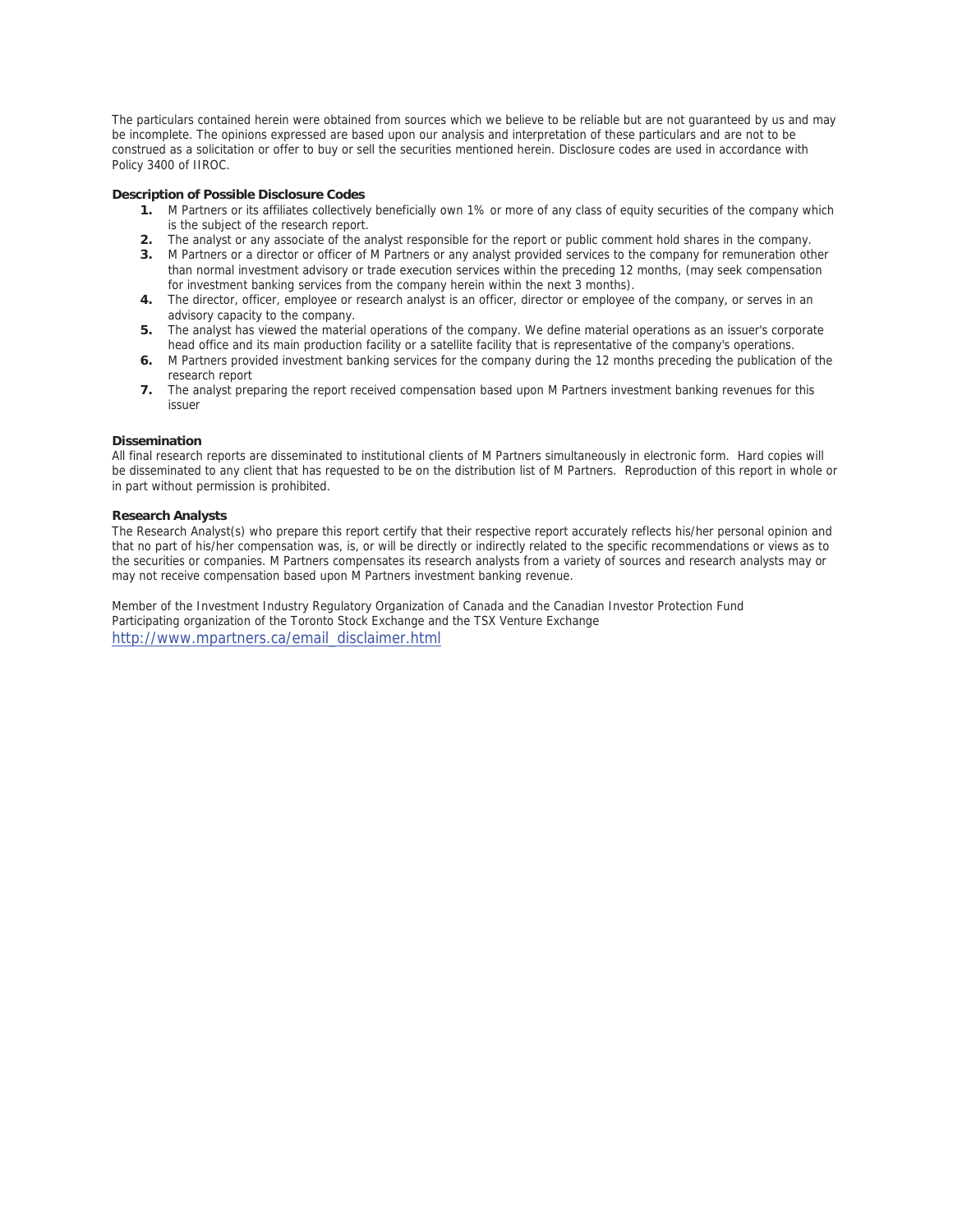The particulars contained herein were obtained from sources which we believe to be reliable but are not guaranteed by us and may be incomplete. The opinions expressed are based upon our analysis and interpretation of these particulars and are not to be construed as a solicitation or offer to buy or sell the securities mentioned herein. Disclosure codes are used in accordance with Policy 3400 of IIROC.

**Description of Possible Disclosure Codes**

1. M Partners or its affiliates collectively beneficially own 1% or more of any class of equity securities of the company which is the subject of the research report.
2. The analyst or any associate of the analyst responsible for the report or public comment hold shares in the company.
3. M Partners or a director or officer of M Partners or any analyst provided services to the company for remuneration other than normal investment advisory or trade execution services within the preceding 12 months, (may seek compensation for investment banking services from the company herein within the next 3 months).
4. The director, officer, employee or research analyst is an officer, director or employee of the company, or serves in an advisory capacity to the company.
5. The analyst has viewed the material operations of the company. We define material operations as an issuer's corporate head office and its main production facility or a satellite facility that is representative of the company's operations.
6. M Partners provided investment banking services for the company during the 12 months preceding the publication of the research report
7. The analyst preparing the report received compensation based upon M Partners investment banking revenues for this issuer

**Dissemination**

All final research reports are disseminated to institutional clients of M Partners simultaneously in electronic form. Hard copies will be disseminated to any client that has requested to be on the distribution list of M Partners. Reproduction of this report in whole or in part without permission is prohibited.

**Research Analysts**

The Research Analyst(s) who prepare this report certify that their respective report accurately reflects his/her personal opinion and that no part of his/her compensation was, is, or will be directly or indirectly related to the specific recommendations or views as to the securities or companies. M Partners compensates its research analysts from a variety of sources and research analysts may or may not receive compensation based upon M Partners investment banking revenue.

Member of the Investment Industry Regulatory Organization of Canada and the Canadian Investor Protection Fund
Participating organization of the Toronto Stock Exchange and the TSX Venture Exchange
http://www.mpartners.ca/email_disclaimer.html